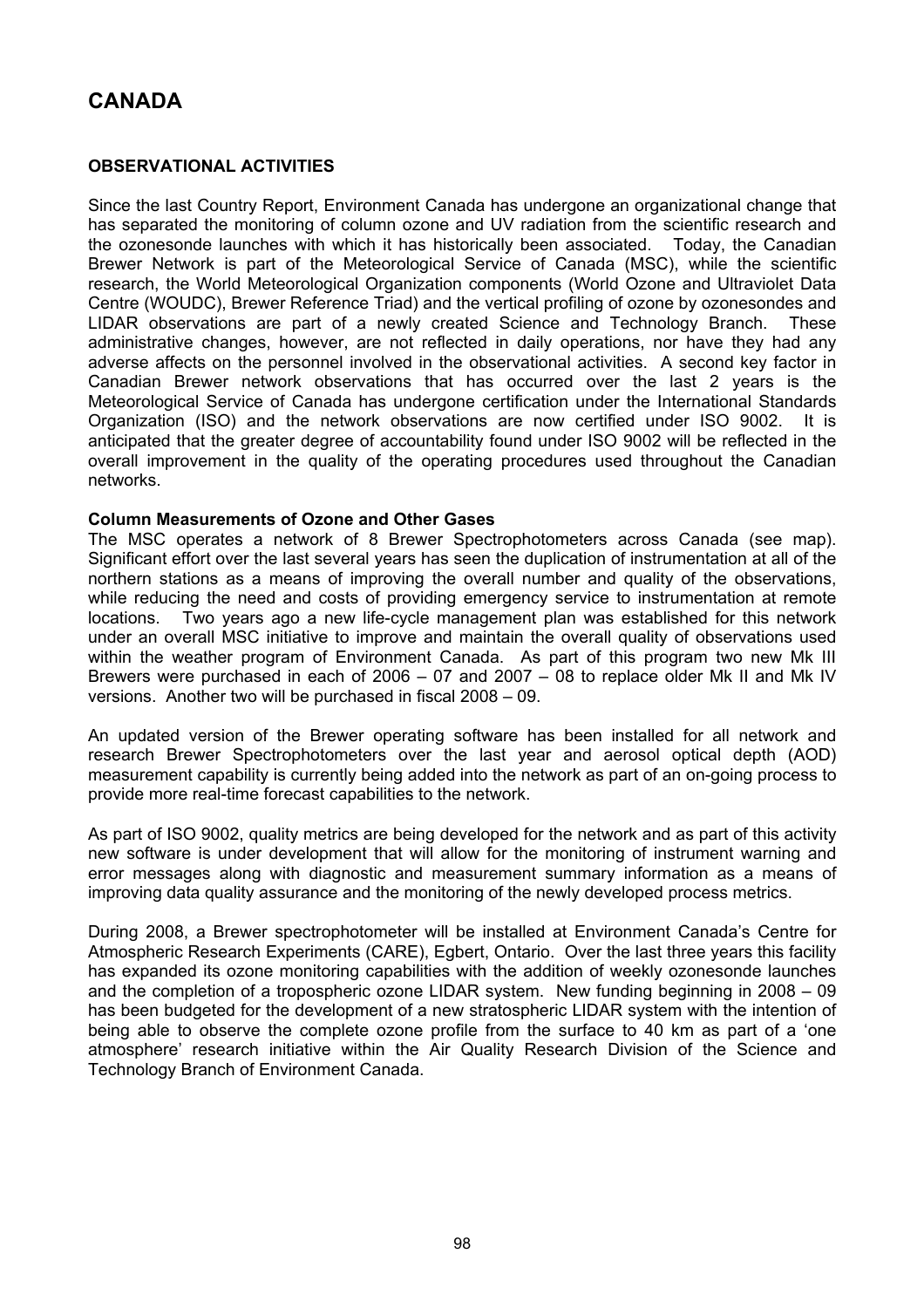# CANADA

## OBSERVATIONAL ACTIVITIES

Since the last Country Report, Environment Canada has undergone an organizational change that has separated the monitoring of column ozone and UV radiation from the scientific research and the ozonesonde launches with which it has historically been associated. Today, the Canadian Brewer Network is part of the Meteorological Service of Canada (MSC), while the scientific research, the World Meteorological Organization components (World Ozone and Ultraviolet Data Centre (WOUDC), Brewer Reference Triad) and the vertical profiling of ozone by ozonesondes and LIDAR observations are part of a newly created Science and Technology Branch. These administrative changes, however, are not reflected in daily operations, nor have they had any adverse affects on the personnel involved in the observational activities. A second key factor in Canadian Brewer network observations that has occurred over the last 2 years is the Meteorological Service of Canada has undergone certification under the International Standards Organization (ISO) and the network observations are now certified under ISO 9002. It is anticipated that the greater degree of accountability found under ISO 9002 will be reflected in the overall improvement in the quality of the operating procedures used throughout the Canadian networks.

### Column Measurements of Ozone and Other Gases

The MSC operates a network of 8 Brewer Spectrophotometers across Canada (see map). Significant effort over the last several years has seen the duplication of instrumentation at all of the northern stations as a means of improving the overall number and quality of the observations, while reducing the need and costs of providing emergency service to instrumentation at remote locations. Two years ago a new life-cycle management plan was established for this network under an overall MSC initiative to improve and maintain the overall quality of observations used within the weather program of Environment Canada. As part of this program two new Mk III Brewers were purchased in each of 2006 – 07 and 2007 – 08 to replace older Mk II and Mk IV versions. Another two will be purchased in fiscal 2008 – 09.

An updated version of the Brewer operating software has been installed for all network and research Brewer Spectrophotometers over the last year and aerosol optical depth (AOD) measurement capability is currently being added into the network as part of an on-going process to provide more real-time forecast capabilities to the network.

As part of ISO 9002, quality metrics are being developed for the network and as part of this activity new software is under development that will allow for the monitoring of instrument warning and error messages along with diagnostic and measurement summary information as a means of improving data quality assurance and the monitoring of the newly developed process metrics.

During 2008, a Brewer spectrophotometer will be installed at Environment Canada's Centre for Atmospheric Research Experiments (CARE), Egbert, Ontario. Over the last three years this facility has expanded its ozone monitoring capabilities with the addition of weekly ozonesonde launches and the completion of a tropospheric ozone LIDAR system. New funding beginning in 2008 – 09 has been budgeted for the development of a new stratospheric LIDAR system with the intention of being able to observe the complete ozone profile from the surface to 40 km as part of a 'one atmosphere' research initiative within the Air Quality Research Division of the Science and Technology Branch of Environment Canada.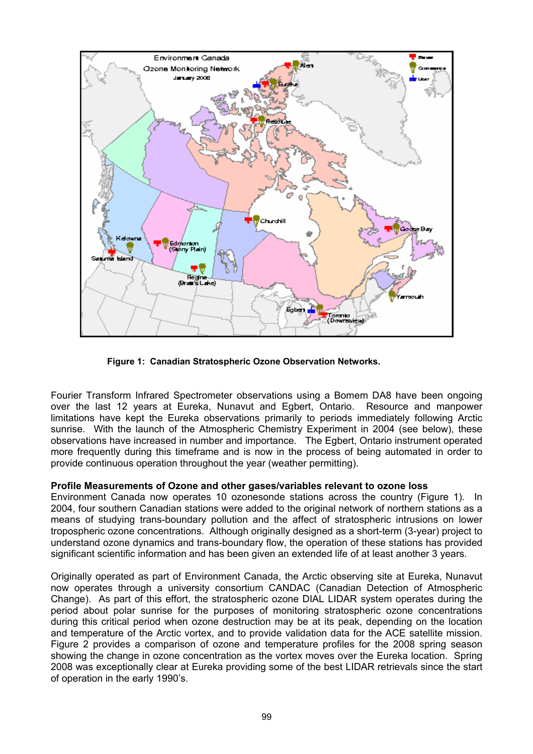Environment Canada
Ozone Monitoring Network
January 2008

Brewer
Ozonesonde
Lidar

Alert
Eureka
Resolute
Churchill
Goose Bay
Kelowna
Edmonton (Stony Plain)
Saturna Island
Regina (Bratt's Lake)
Yarmouth
Egbert
Toronto (Downsview)

Figure 1: Canadian Stratospheric Ozone Observation Networks.

Fourier Transform Infrared Spectrometer observations using a Bomem DA8 have been ongoing over the last 12 years at Eureka, Nunavut and Egbert, Ontario. Resource and manpower limitations have kept the Eureka observations primarily to periods immediately following Arctic sunrise. With the launch of the Atmospheric Chemistry Experiment in 2004 (see below), these observations have increased in number and importance. The Egbert, Ontario instrument operated more frequently during this timeframe and is now in the process of being automated in order to provide continuous operation throughout the year (weather permitting).

**Profile Measurements of Ozone and other gases/variables relevant to ozone loss**

Environment Canada now operates 10 ozonesonde stations across the country (Figure 1). In 2004, four southern Canadian stations were added to the original network of northern stations as a means of studying trans-boundary pollution and the affect of stratospheric intrusions on lower tropospheric ozone concentrations. Although originally designed as a short-term (3-year) project to understand ozone dynamics and trans-boundary flow, the operation of these stations has provided significant scientific information and has been given an extended life of at least another 3 years.

Originally operated as part of Environment Canada, the Arctic observing site at Eureka, Nunavut now operates through a university consortium CANDAC (Canadian Detection of Atmospheric Change). As part of this effort, the stratospheric ozone DIAL LIDAR system operates during the period about polar sunrise for the purposes of monitoring stratospheric ozone concentrations during this critical period when ozone destruction may be at its peak, depending on the location and temperature of the Arctic vortex, and to provide validation data for the ACE satellite mission. Figure 2 provides a comparison of ozone and temperature profiles for the 2008 spring season showing the change in ozone concentration as the vortex moves over the Eureka location. Spring 2008 was exceptionally clear at Eureka providing some of the best LIDAR retrievals since the start of operation in the early 1990's.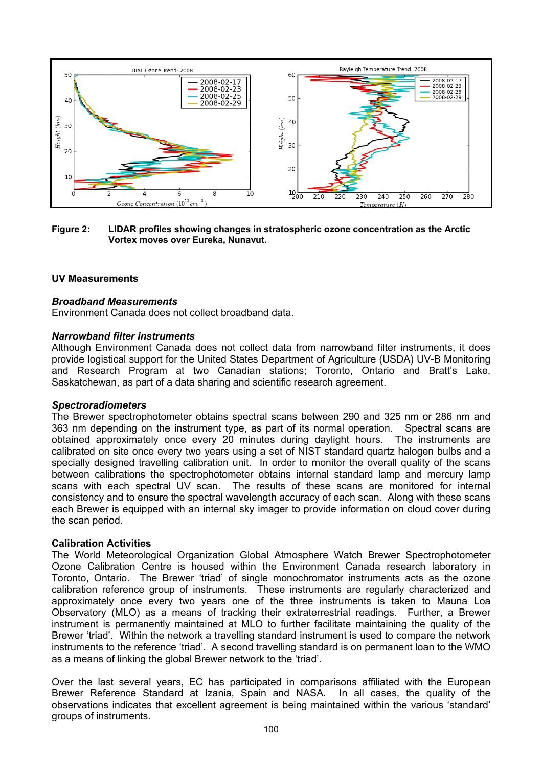DIAL Ozone Trend: 2008

Rayleigh Temperature Trend: 2008

2008-02-17
2008-02-23
2008-02-25
2008-02-29

Height (km)

Ozone Concentration ($10^{12}$ cm$^{-3}$)

Temperature (K)

**Figure 2: LIDAR profiles showing changes in stratospheric ozone concentration as the Arctic Vortex moves over Eureka, Nunavut.**

## UV Measurements

### *Broadband Measurements*

Environment Canada does not collect broadband data.

### *Narrowband filter instruments*

Although Environment Canada does not collect data from narrowband filter instruments, it does provide logistical support for the United States Department of Agriculture (USDA) UV-B Monitoring and Research Program at two Canadian stations; Toronto, Ontario and Bratt's Lake, Saskatchewan, as part of a data sharing and scientific research agreement.

### *Spectroradiometers*

The Brewer spectrophotometer obtains spectral scans between 290 and 325 nm or 286 nm and 363 nm depending on the instrument type, as part of its normal operation. Spectral scans are obtained approximately once every 20 minutes during daylight hours. The instruments are calibrated on site once every two years using a set of NIST standard quartz halogen bulbs and a specially designed travelling calibration unit. In order to monitor the overall quality of the scans between calibrations the spectrophotometer obtains internal standard lamp and mercury lamp scans with each spectral UV scan. The results of these scans are monitored for internal consistency and to ensure the spectral wavelength accuracy of each scan. Along with these scans each Brewer is equipped with an internal sky imager to provide information on cloud cover during the scan period.

## Calibration Activities

The World Meteorological Organization Global Atmosphere Watch Brewer Spectrophotometer Ozone Calibration Centre is housed within the Environment Canada research laboratory in Toronto, Ontario. The Brewer 'triad' of single monochromator instruments acts as the ozone calibration reference group of instruments. These instruments are regularly characterized and approximately once every two years one of the three instruments is taken to Mauna Loa Observatory (MLO) as a means of tracking their extraterrestrial readings. Further, a Brewer instrument is permanently maintained at MLO to further facilitate maintaining the quality of the Brewer 'triad'. Within the network a travelling standard instrument is used to compare the network instruments to the reference 'triad'. A second travelling standard is on permanent loan to the WMO as a means of linking the global Brewer network to the 'triad'.

Over the last several years, EC has participated in comparisons affiliated with the European Brewer Reference Standard at Izania, Spain and NASA. In all cases, the quality of the observations indicates that excellent agreement is being maintained within the various 'standard' groups of instruments.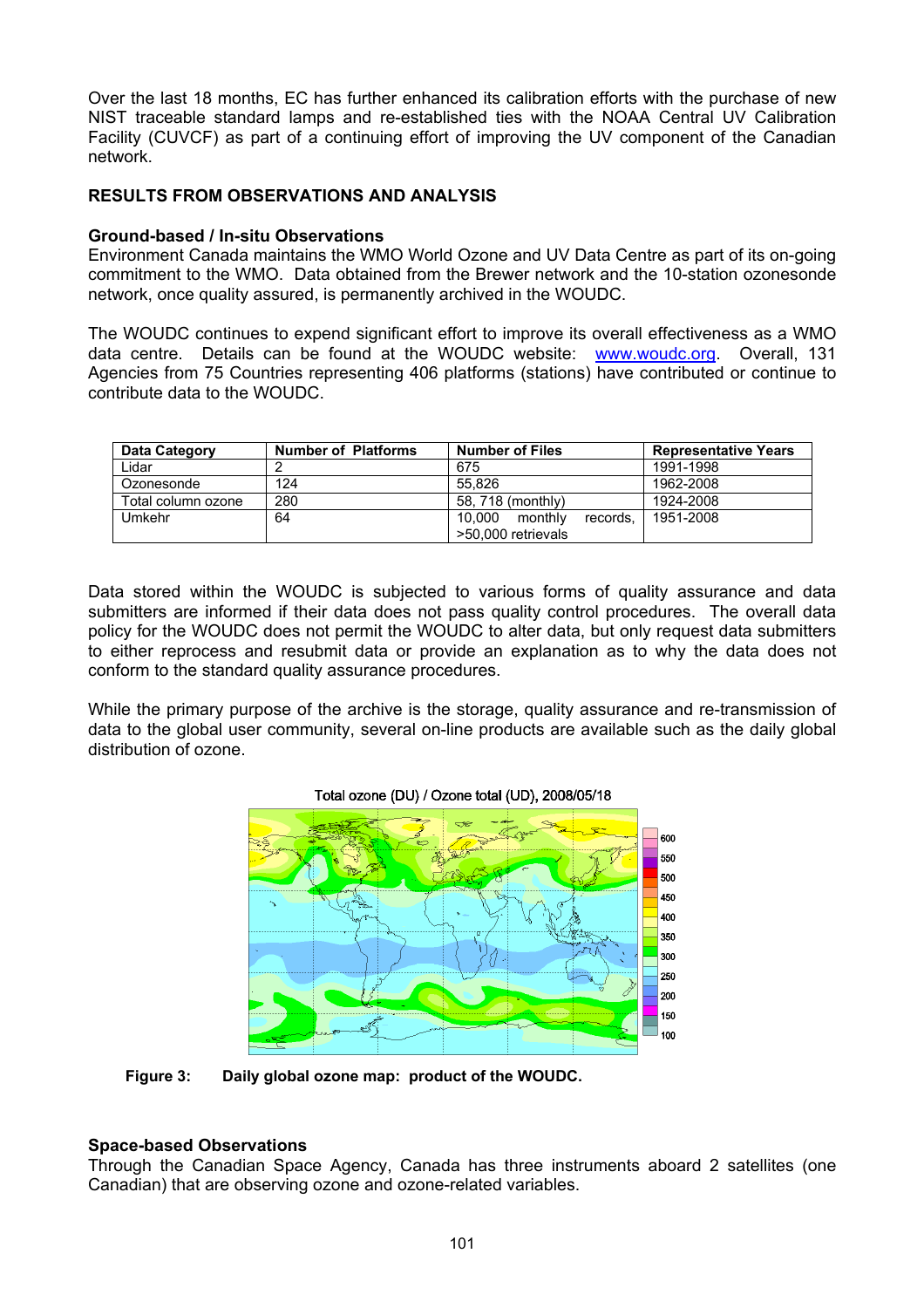Over the last 18 months, EC has further enhanced its calibration efforts with the purchase of new NIST traceable standard lamps and re-established ties with the NOAA Central UV Calibration Facility (CUVCF) as part of a continuing effort of improving the UV component of the Canadian network.

## RESULTS FROM OBSERVATIONS AND ANALYSIS

### Ground-based / In-situ Observations

Environment Canada maintains the WMO World Ozone and UV Data Centre as part of its on-going commitment to the WMO. Data obtained from the Brewer network and the 10-station ozonesonde network, once quality assured, is permanently archived in the WOUDC.

The WOUDC continues to expend significant effort to improve its overall effectiveness as a WMO data centre. Details can be found at the WOUDC website: www.woudc.org. Overall, 131 Agencies from 75 Countries representing 406 platforms (stations) have contributed or continue to contribute data to the WOUDC.

| Data Category | Number of Platforms | Number of Files | Representative Years |
|---|---|---|---|
| Lidar | 2 | 675 | 1991-1998 |
| Ozonesonde | 124 | 55,826 | 1962-2008 |
| Total column ozone | 280 | 58, 718 (monthly) | 1924-2008 |
| Umkehr | 64 | 10,000 monthly records, >50,000 retrievals | 1951-2008 |

Data stored within the WOUDC is subjected to various forms of quality assurance and data submitters are informed if their data does not pass quality control procedures. The overall data policy for the WOUDC does not permit the WOUDC to alter data, but only request data submitters to either reprocess and resubmit data or provide an explanation as to why the data does not conform to the standard quality assurance procedures.

While the primary purpose of the archive is the storage, quality assurance and re-transmission of data to the global user community, several on-line products are available such as the daily global distribution of ozone.

Total ozone (DU) / Ozone total (UD), 2008/05/18

600
550
500
450
400
350
300
250
200
150
100

**Figure 3: Daily global ozone map: product of the WOUDC.**

### Space-based Observations

Through the Canadian Space Agency, Canada has three instruments aboard 2 satellites (one Canadian) that are observing ozone and ozone-related variables.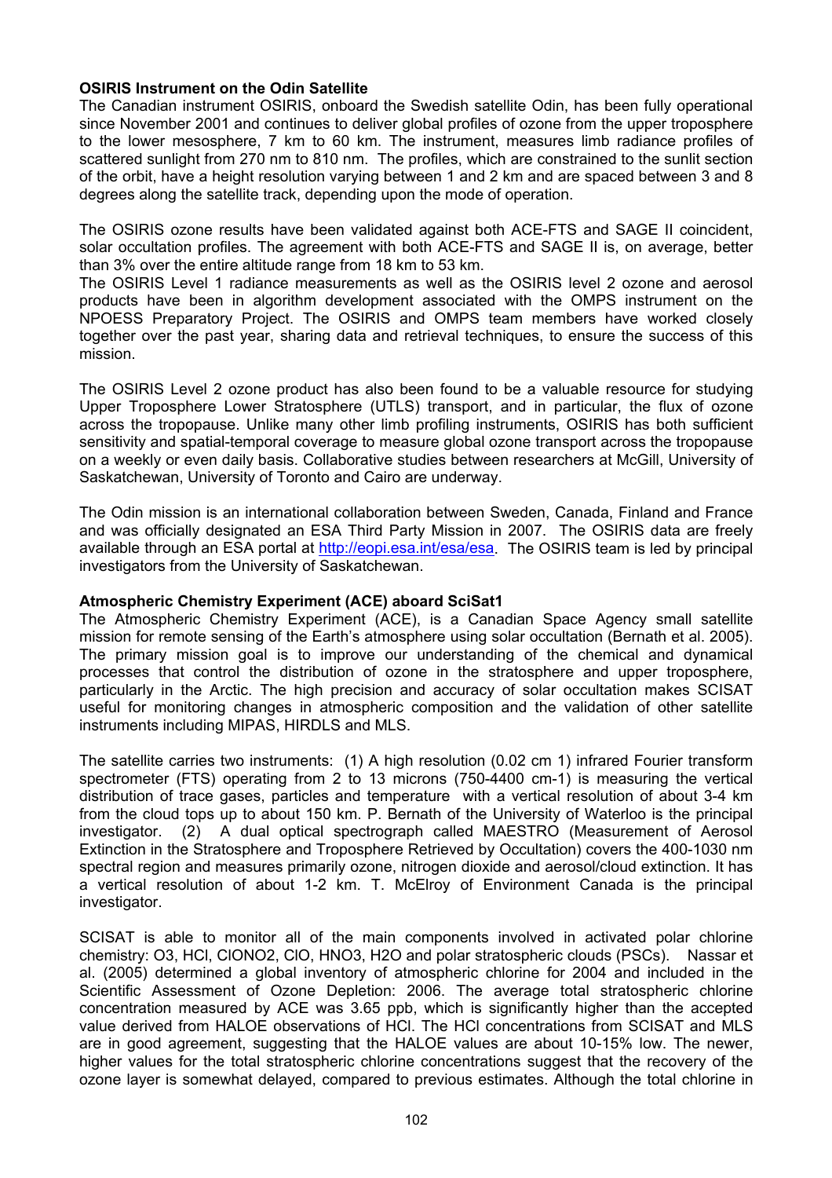**OSIRIS Instrument on the Odin Satellite**

The Canadian instrument OSIRIS, onboard the Swedish satellite Odin, has been fully operational since November 2001 and continues to deliver global profiles of ozone from the upper troposphere to the lower mesosphere, 7 km to 60 km. The instrument, measures limb radiance profiles of scattered sunlight from 270 nm to 810 nm. The profiles, which are constrained to the sunlit section of the orbit, have a height resolution varying between 1 and 2 km and are spaced between 3 and 8 degrees along the satellite track, depending upon the mode of operation.

The OSIRIS ozone results have been validated against both ACE-FTS and SAGE II coincident, solar occultation profiles. The agreement with both ACE-FTS and SAGE II is, on average, better than 3% over the entire altitude range from 18 km to 53 km.

The OSIRIS Level 1 radiance measurements as well as the OSIRIS level 2 ozone and aerosol products have been in algorithm development associated with the OMPS instrument on the NPOESS Preparatory Project. The OSIRIS and OMPS team members have worked closely together over the past year, sharing data and retrieval techniques, to ensure the success of this mission.

The OSIRIS Level 2 ozone product has also been found to be a valuable resource for studying Upper Troposphere Lower Stratosphere (UTLS) transport, and in particular, the flux of ozone across the tropopause. Unlike many other limb profiling instruments, OSIRIS has both sufficient sensitivity and spatial-temporal coverage to measure global ozone transport across the tropopause on a weekly or even daily basis. Collaborative studies between researchers at McGill, University of Saskatchewan, University of Toronto and Cairo are underway.

The Odin mission is an international collaboration between Sweden, Canada, Finland and France and was officially designated an ESA Third Party Mission in 2007. The OSIRIS data are freely available through an ESA portal at http://eopi.esa.int/esa/esa. The OSIRIS team is led by principal investigators from the University of Saskatchewan.

**Atmospheric Chemistry Experiment (ACE) aboard SciSat1**

The Atmospheric Chemistry Experiment (ACE), is a Canadian Space Agency small satellite mission for remote sensing of the Earth's atmosphere using solar occultation (Bernath et al. 2005). The primary mission goal is to improve our understanding of the chemical and dynamical processes that control the distribution of ozone in the stratosphere and upper troposphere, particularly in the Arctic. The high precision and accuracy of solar occultation makes SCISAT useful for monitoring changes in atmospheric composition and the validation of other satellite instruments including MIPAS, HIRDLS and MLS.

The satellite carries two instruments: (1) A high resolution (0.02 cm 1) infrared Fourier transform spectrometer (FTS) operating from 2 to 13 microns (750-4400 cm-1) is measuring the vertical distribution of trace gases, particles and temperature with a vertical resolution of about 3-4 km from the cloud tops up to about 150 km. P. Bernath of the University of Waterloo is the principal investigator. (2) A dual optical spectrograph called MAESTRO (Measurement of Aerosol Extinction in the Stratosphere and Troposphere Retrieved by Occultation) covers the 400-1030 nm spectral region and measures primarily ozone, nitrogen dioxide and aerosol/cloud extinction. It has a vertical resolution of about 1-2 km. T. McElroy of Environment Canada is the principal investigator.

SCISAT is able to monitor all of the main components involved in activated polar chlorine chemistry: O3, HCl, ClONO2, ClO, HNO3, H2O and polar stratospheric clouds (PSCs). Nassar et al. (2005) determined a global inventory of atmospheric chlorine for 2004 and included in the Scientific Assessment of Ozone Depletion: 2006. The average total stratospheric chlorine concentration measured by ACE was 3.65 ppb, which is significantly higher than the accepted value derived from HALOE observations of HCl. The HCl concentrations from SCISAT and MLS are in good agreement, suggesting that the HALOE values are about 10-15% low. The newer, higher values for the total stratospheric chlorine concentrations suggest that the recovery of the ozone layer is somewhat delayed, compared to previous estimates. Although the total chlorine in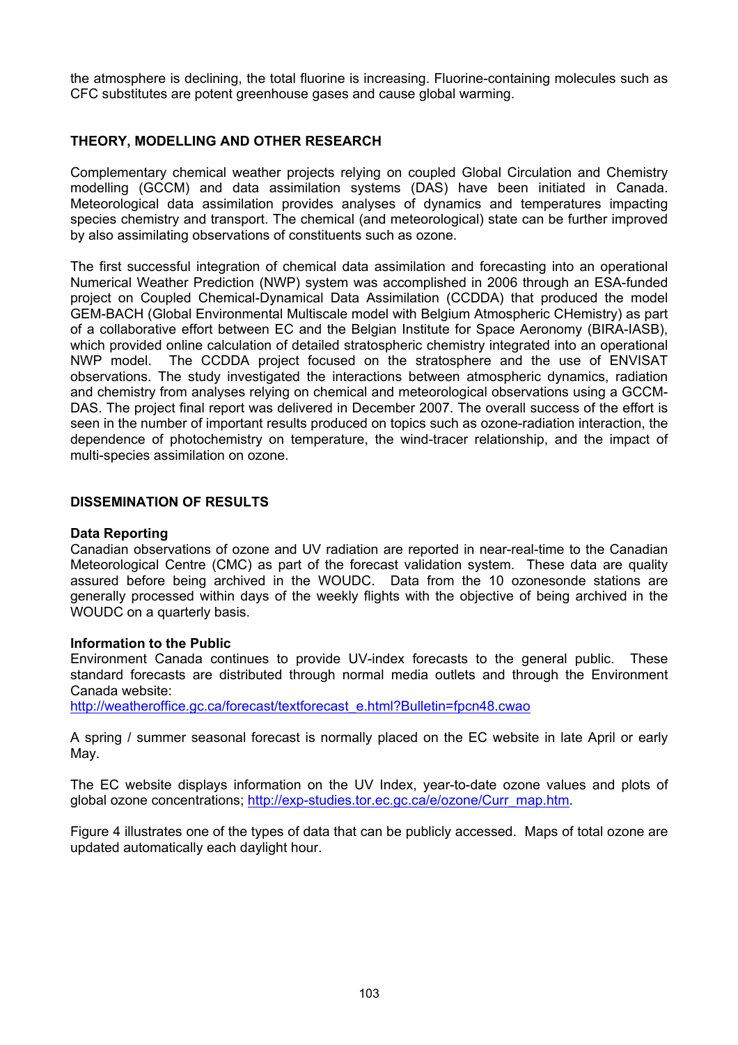the atmosphere is declining, the total fluorine is increasing. Fluorine-containing molecules such as CFC substitutes are potent greenhouse gases and cause global warming.

## THEORY, MODELLING AND OTHER RESEARCH

Complementary chemical weather projects relying on coupled Global Circulation and Chemistry modelling (GCCM) and data assimilation systems (DAS) have been initiated in Canada. Meteorological data assimilation provides analyses of dynamics and temperatures impacting species chemistry and transport. The chemical (and meteorological) state can be further improved by also assimilating observations of constituents such as ozone.

The first successful integration of chemical data assimilation and forecasting into an operational Numerical Weather Prediction (NWP) system was accomplished in 2006 through an ESA-funded project on Coupled Chemical-Dynamical Data Assimilation (CCDDA) that produced the model GEM-BACH (Global Environmental Multiscale model with Belgium Atmospheric CHemistry) as part of a collaborative effort between EC and the Belgian Institute for Space Aeronomy (BIRA-IASB), which provided online calculation of detailed stratospheric chemistry integrated into an operational NWP model. The CCDDA project focused on the stratosphere and the use of ENVISAT observations. The study investigated the interactions between atmospheric dynamics, radiation and chemistry from analyses relying on chemical and meteorological observations using a GCCM-DAS. The project final report was delivered in December 2007. The overall success of the effort is seen in the number of important results produced on topics such as ozone-radiation interaction, the dependence of photochemistry on temperature, the wind-tracer relationship, and the impact of multi-species assimilation on ozone.

## DISSEMINATION OF RESULTS

### Data Reporting

Canadian observations of ozone and UV radiation are reported in near-real-time to the Canadian Meteorological Centre (CMC) as part of the forecast validation system. These data are quality assured before being archived in the WOUDC. Data from the 10 ozonesonde stations are generally processed within days of the weekly flights with the objective of being archived in the WOUDC on a quarterly basis.

### Information to the Public

Environment Canada continues to provide UV-index forecasts to the general public. These standard forecasts are distributed through normal media outlets and through the Environment Canada website:
http://weatheroffice.gc.ca/forecast/textforecast_e.html?Bulletin=fpcn48.cwao

A spring / summer seasonal forecast is normally placed on the EC website in late April or early May.

The EC website displays information on the UV Index, year-to-date ozone values and plots of global ozone concentrations; http://exp-studies.tor.ec.gc.ca/e/ozone/Curr_map.htm.

Figure 4 illustrates one of the types of data that can be publicly accessed. Maps of total ozone are updated automatically each daylight hour.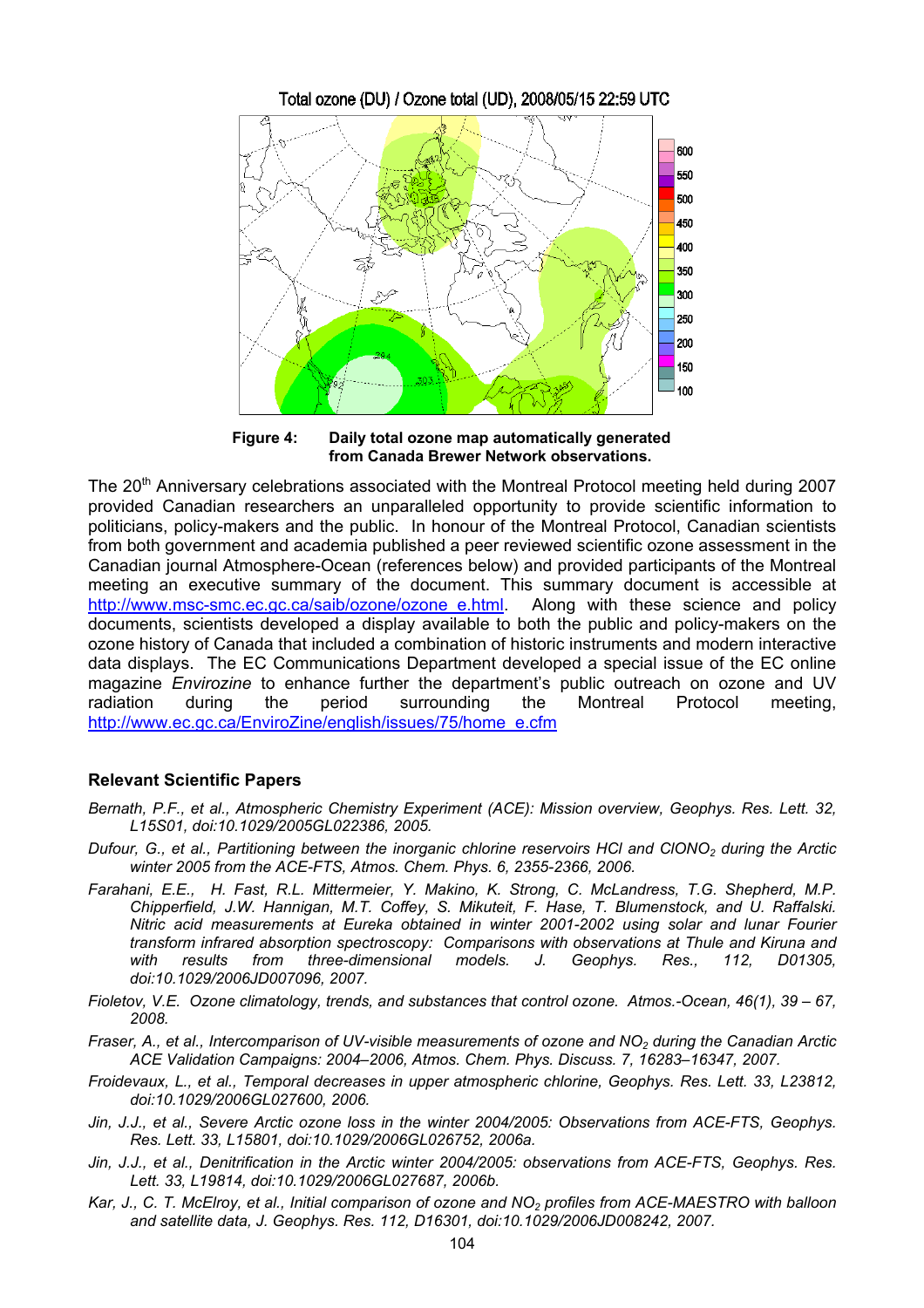Total ozone (DU) / Ozone total (UD), 2008/05/15 22:59 UTC

600
550
500
450
400
350
300
250
200
150
100

**Figure 4: Daily total ozone map automatically generated from Canada Brewer Network observations.**

The 20th Anniversary celebrations associated with the Montreal Protocol meeting held during 2007 provided Canadian researchers an unparalleled opportunity to provide scientific information to politicians, policy-makers and the public. In honour of the Montreal Protocol, Canadian scientists from both government and academia published a peer reviewed scientific ozone assessment in the Canadian journal Atmosphere-Ocean (references below) and provided participants of the Montreal meeting an executive summary of the document. This summary document is accessible at http://www.msc-smc.ec.gc.ca/saib/ozone/ozone_e.html. Along with these science and policy documents, scientists developed a display available to both the public and policy-makers on the ozone history of Canada that included a combination of historic instruments and modern interactive data displays. The EC Communications Department developed a special issue of the EC online magazine *Envirozine* to enhance further the department's public outreach on ozone and UV radiation during the period surrounding the Montreal Protocol meeting, http://www.ec.gc.ca/EnviroZine/english/issues/75/home_e.cfm

### Relevant Scientific Papers

*Bernath, P.F., et al., Atmospheric Chemistry Experiment (ACE): Mission overview, Geophys. Res. Lett. 32, L15S01, doi:10.1029/2005GL022386, 2005.*

*Dufour, G., et al., Partitioning between the inorganic chlorine reservoirs HCl and $ClONO_2$ during the Arctic winter 2005 from the ACE-FTS, Atmos. Chem. Phys. 6, 2355-2366, 2006.*

*Farahani, E.E., H. Fast, R.L. Mittermeier, Y. Makino, K. Strong, C. McLandress, T.G. Shepherd, M.P. Chipperfield, J.W. Hannigan, M.T. Coffey, S. Mikuteit, F. Hase, T. Blumenstock, and U. Raffalski. Nitric acid measurements at Eureka obtained in winter 2001-2002 using solar and lunar Fourier transform infrared absorption spectroscopy: Comparisons with observations at Thule and Kiruna and with results from three-dimensional models. J. Geophys. Res., 112, D01305, doi:10.1029/2006JD007096, 2007.*

*Fioletov, V.E. Ozone climatology, trends, and substances that control ozone. Atmos.-Ocean, 46(1), 39 – 67, 2008.*

*Fraser, A., et al., Intercomparison of UV-visible measurements of ozone and $NO_2$ during the Canadian Arctic ACE Validation Campaigns: 2004–2006, Atmos. Chem. Phys. Discuss. 7, 16283–16347, 2007.*

*Froidevaux, L., et al., Temporal decreases in upper atmospheric chlorine, Geophys. Res. Lett. 33, L23812, doi:10.1029/2006GL027600, 2006.*

*Jin, J.J., et al., Severe Arctic ozone loss in the winter 2004/2005: Observations from ACE-FTS, Geophys. Res. Lett. 33, L15801, doi:10.1029/2006GL026752, 2006a.*

*Jin, J.J., et al., Denitrification in the Arctic winter 2004/2005: observations from ACE-FTS, Geophys. Res. Lett. 33, L19814, doi:10.1029/2006GL027687, 2006b.*

*Kar, J., C. T. McElroy, et al., Initial comparison of ozone and $NO_2$ profiles from ACE-MAESTRO with balloon and satellite data, J. Geophys. Res. 112, D16301, doi:10.1029/2006JD008242, 2007.*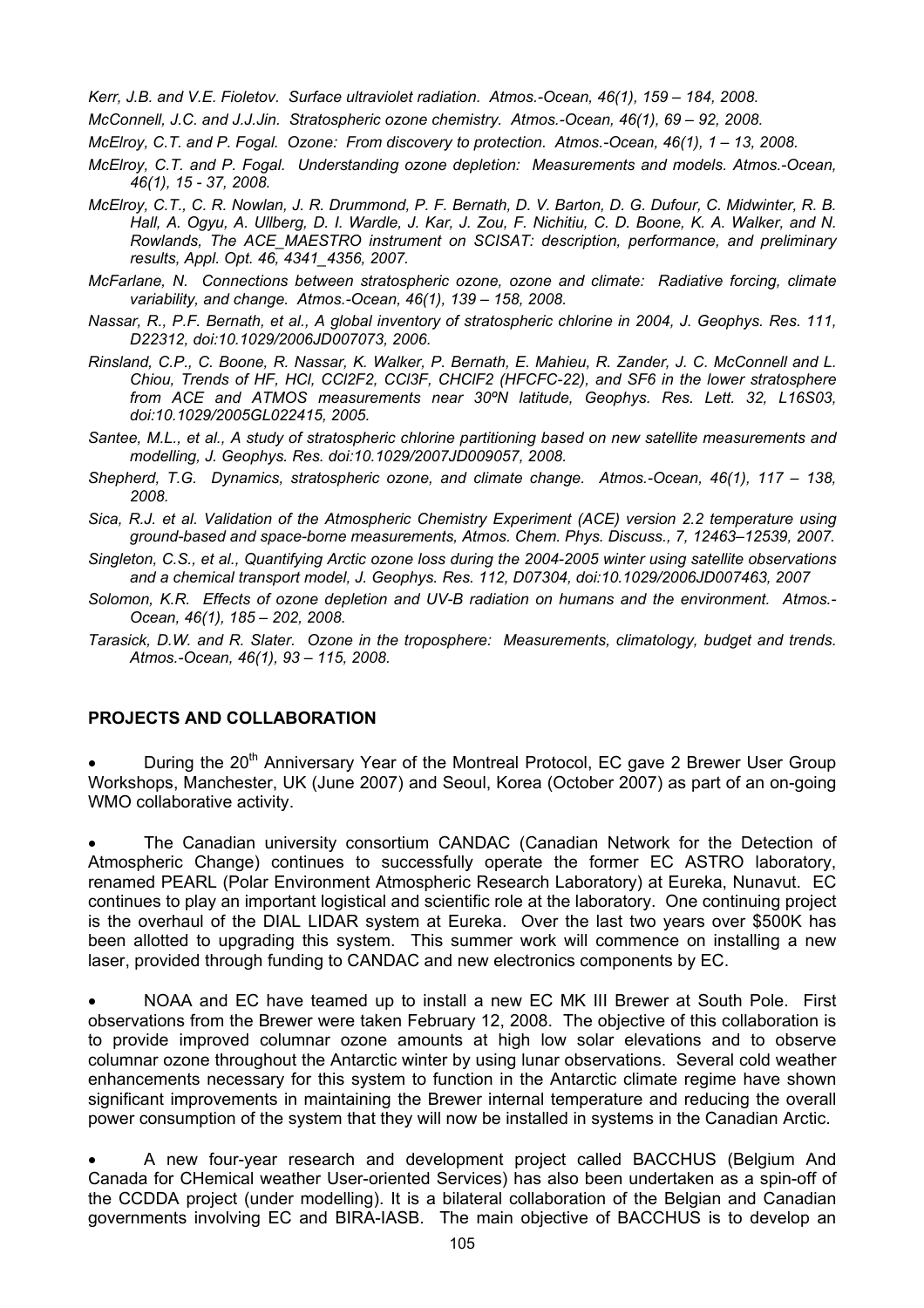*Kerr, J.B. and V.E. Fioletov. Surface ultraviolet radiation. Atmos.-Ocean, 46(1), 159 – 184, 2008.*

*McConnell, J.C. and J.J.Jin. Stratospheric ozone chemistry. Atmos.-Ocean, 46(1), 69 – 92, 2008.*

*McElroy, C.T. and P. Fogal. Ozone: From discovery to protection. Atmos.-Ocean, 46(1), 1 – 13, 2008.*

*McElroy, C.T. and P. Fogal. Understanding ozone depletion: Measurements and models. Atmos.-Ocean, 46(1), 15 - 37, 2008.*

*McElroy, C.T., C. R. Nowlan, J. R. Drummond, P. F. Bernath, D. V. Barton, D. G. Dufour, C. Midwinter, R. B. Hall, A. Ogyu, A. Ullberg, D. I. Wardle, J. Kar, J. Zou, F. Nichitiu, C. D. Boone, K. A. Walker, and N. Rowlands, The ACE_MAESTRO instrument on SCISAT: description, performance, and preliminary results, Appl. Opt. 46, 4341_4356, 2007.*

*McFarlane, N. Connections between stratospheric ozone, ozone and climate: Radiative forcing, climate variability, and change. Atmos.-Ocean, 46(1), 139 – 158, 2008.*

*Nassar, R., P.F. Bernath, et al., A global inventory of stratospheric chlorine in 2004, J. Geophys. Res. 111, D22312, doi:10.1029/2006JD007073, 2006.*

*Rinsland, C.P., C. Boone, R. Nassar, K. Walker, P. Bernath, E. Mahieu, R. Zander, J. C. McConnell and L. Chiou, Trends of HF, HCl, CCl2F2, CCl3F, CHClF2 (HFCFC-22), and SF6 in the lower stratosphere from ACE and ATMOS measurements near 30ºN latitude, Geophys. Res. Lett. 32, L16S03, doi:10.1029/2005GL022415, 2005.*

*Santee, M.L., et al., A study of stratospheric chlorine partitioning based on new satellite measurements and modelling, J. Geophys. Res. doi:10.1029/2007JD009057, 2008.*

*Shepherd, T.G. Dynamics, stratospheric ozone, and climate change. Atmos.-Ocean, 46(1), 117 – 138, 2008.*

*Sica, R.J. et al. Validation of the Atmospheric Chemistry Experiment (ACE) version 2.2 temperature using ground-based and space-borne measurements, Atmos. Chem. Phys. Discuss., 7, 12463–12539, 2007.*

*Singleton, C.S., et al., Quantifying Arctic ozone loss during the 2004-2005 winter using satellite observations and a chemical transport model, J. Geophys. Res. 112, D07304, doi:10.1029/2006JD007463, 2007*

*Solomon, K.R. Effects of ozone depletion and UV-B radiation on humans and the environment. Atmos.-Ocean, 46(1), 185 – 202, 2008.*

*Tarasick, D.W. and R. Slater. Ozone in the troposphere: Measurements, climatology, budget and trends. Atmos.-Ocean, 46(1), 93 – 115, 2008.*

## PROJECTS AND COLLABORATION

- During the 20th Anniversary Year of the Montreal Protocol, EC gave 2 Brewer User Group Workshops, Manchester, UK (June 2007) and Seoul, Korea (October 2007) as part of an on-going WMO collaborative activity.

- The Canadian university consortium CANDAC (Canadian Network for the Detection of Atmospheric Change) continues to successfully operate the former EC ASTRO laboratory, renamed PEARL (Polar Environment Atmospheric Research Laboratory) at Eureka, Nunavut. EC continues to play an important logistical and scientific role at the laboratory. One continuing project is the overhaul of the DIAL LIDAR system at Eureka. Over the last two years over $500K has been allotted to upgrading this system. This summer work will commence on installing a new laser, provided through funding to CANDAC and new electronics components by EC.

- NOAA and EC have teamed up to install a new EC MK III Brewer at South Pole. First observations from the Brewer were taken February 12, 2008. The objective of this collaboration is to provide improved columnar ozone amounts at high low solar elevations and to observe columnar ozone throughout the Antarctic winter by using lunar observations. Several cold weather enhancements necessary for this system to function in the Antarctic climate regime have shown significant improvements in maintaining the Brewer internal temperature and reducing the overall power consumption of the system that they will now be installed in systems in the Canadian Arctic.

- A new four-year research and development project called BACCHUS (Belgium And Canada for CHemical weather User-oriented Services) has also been undertaken as a spin-off of the CCDDA project (under modelling). It is a bilateral collaboration of the Belgian and Canadian governments involving EC and BIRA-IASB. The main objective of BACCHUS is to develop an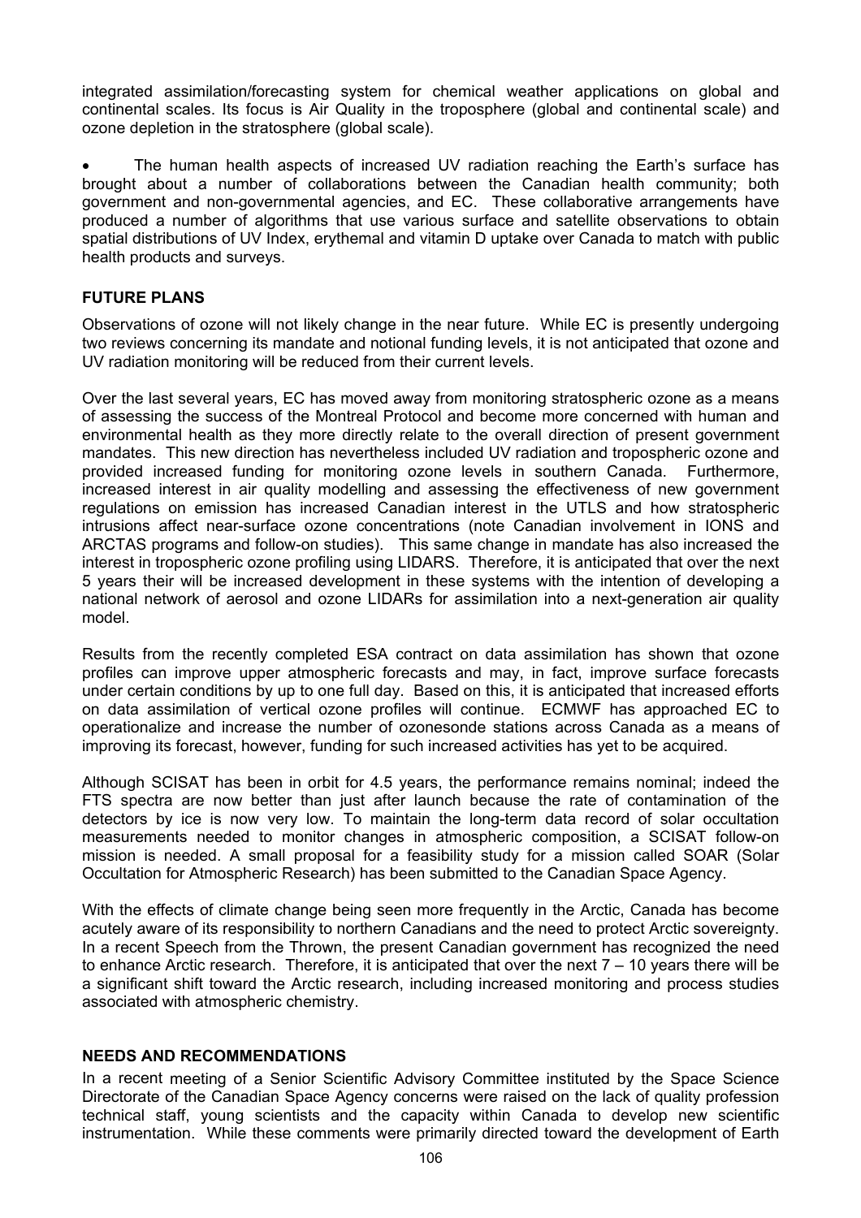integrated assimilation/forecasting system for chemical weather applications on global and continental scales. Its focus is Air Quality in the troposphere (global and continental scale) and ozone depletion in the stratosphere (global scale).

- The human health aspects of increased UV radiation reaching the Earth's surface has brought about a number of collaborations between the Canadian health community; both government and non-governmental agencies, and EC. These collaborative arrangements have produced a number of algorithms that use various surface and satellite observations to obtain spatial distributions of UV Index, erythemal and vitamin D uptake over Canada to match with public health products and surveys.

## FUTURE PLANS

Observations of ozone will not likely change in the near future. While EC is presently undergoing two reviews concerning its mandate and notional funding levels, it is not anticipated that ozone and UV radiation monitoring will be reduced from their current levels.

Over the last several years, EC has moved away from monitoring stratospheric ozone as a means of assessing the success of the Montreal Protocol and become more concerned with human and environmental health as they more directly relate to the overall direction of present government mandates. This new direction has nevertheless included UV radiation and tropospheric ozone and provided increased funding for monitoring ozone levels in southern Canada. Furthermore, increased interest in air quality modelling and assessing the effectiveness of new government regulations on emission has increased Canadian interest in the UTLS and how stratospheric intrusions affect near-surface ozone concentrations (note Canadian involvement in IONS and ARCTAS programs and follow-on studies). This same change in mandate has also increased the interest in tropospheric ozone profiling using LIDARS. Therefore, it is anticipated that over the next 5 years their will be increased development in these systems with the intention of developing a national network of aerosol and ozone LIDARs for assimilation into a next-generation air quality model.

Results from the recently completed ESA contract on data assimilation has shown that ozone profiles can improve upper atmospheric forecasts and may, in fact, improve surface forecasts under certain conditions by up to one full day. Based on this, it is anticipated that increased efforts on data assimilation of vertical ozone profiles will continue. ECMWF has approached EC to operationalize and increase the number of ozonesonde stations across Canada as a means of improving its forecast, however, funding for such increased activities has yet to be acquired.

Although SCISAT has been in orbit for 4.5 years, the performance remains nominal; indeed the FTS spectra are now better than just after launch because the rate of contamination of the detectors by ice is now very low. To maintain the long-term data record of solar occultation measurements needed to monitor changes in atmospheric composition, a SCISAT follow-on mission is needed. A small proposal for a feasibility study for a mission called SOAR (Solar Occultation for Atmospheric Research) has been submitted to the Canadian Space Agency.

With the effects of climate change being seen more frequently in the Arctic, Canada has become acutely aware of its responsibility to northern Canadians and the need to protect Arctic sovereignty. In a recent Speech from the Thrown, the present Canadian government has recognized the need to enhance Arctic research. Therefore, it is anticipated that over the next 7 – 10 years there will be a significant shift toward the Arctic research, including increased monitoring and process studies associated with atmospheric chemistry.

## NEEDS AND RECOMMENDATIONS

In a recent meeting of a Senior Scientific Advisory Committee instituted by the Space Science Directorate of the Canadian Space Agency concerns were raised on the lack of quality profession technical staff, young scientists and the capacity within Canada to develop new scientific instrumentation. While these comments were primarily directed toward the development of Earth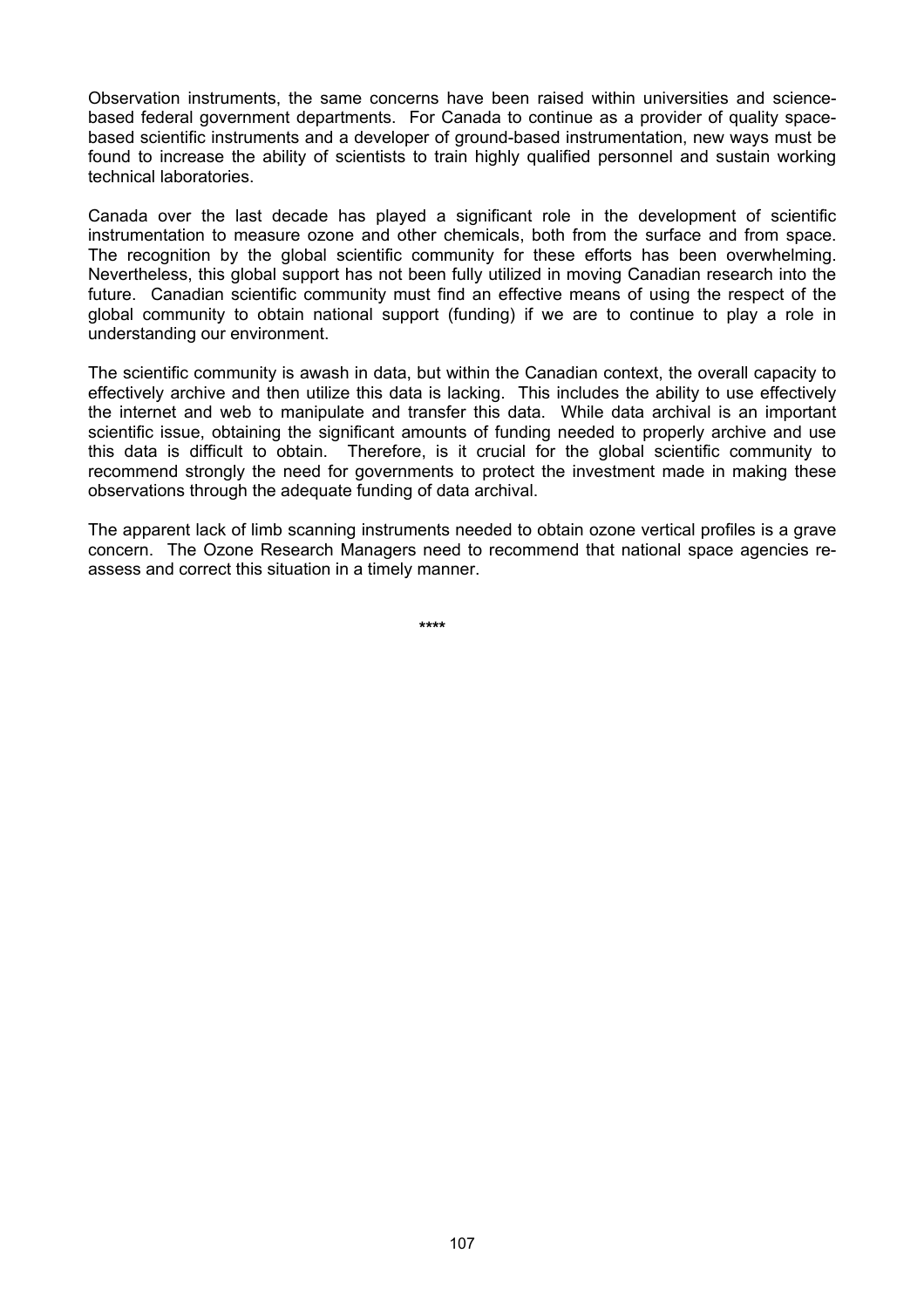Observation instruments, the same concerns have been raised within universities and science-based federal government departments. For Canada to continue as a provider of quality space-based scientific instruments and a developer of ground-based instrumentation, new ways must be found to increase the ability of scientists to train highly qualified personnel and sustain working technical laboratories.

Canada over the last decade has played a significant role in the development of scientific instrumentation to measure ozone and other chemicals, both from the surface and from space. The recognition by the global scientific community for these efforts has been overwhelming. Nevertheless, this global support has not been fully utilized in moving Canadian research into the future. Canadian scientific community must find an effective means of using the respect of the global community to obtain national support (funding) if we are to continue to play a role in understanding our environment.

The scientific community is awash in data, but within the Canadian context, the overall capacity to effectively archive and then utilize this data is lacking. This includes the ability to use effectively the internet and web to manipulate and transfer this data. While data archival is an important scientific issue, obtaining the significant amounts of funding needed to properly archive and use this data is difficult to obtain. Therefore, is it crucial for the global scientific community to recommend strongly the need for governments to protect the investment made in making these observations through the adequate funding of data archival.

The apparent lack of limb scanning instruments needed to obtain ozone vertical profiles is a grave concern. The Ozone Research Managers need to recommend that national space agencies re-assess and correct this situation in a timely manner.

****